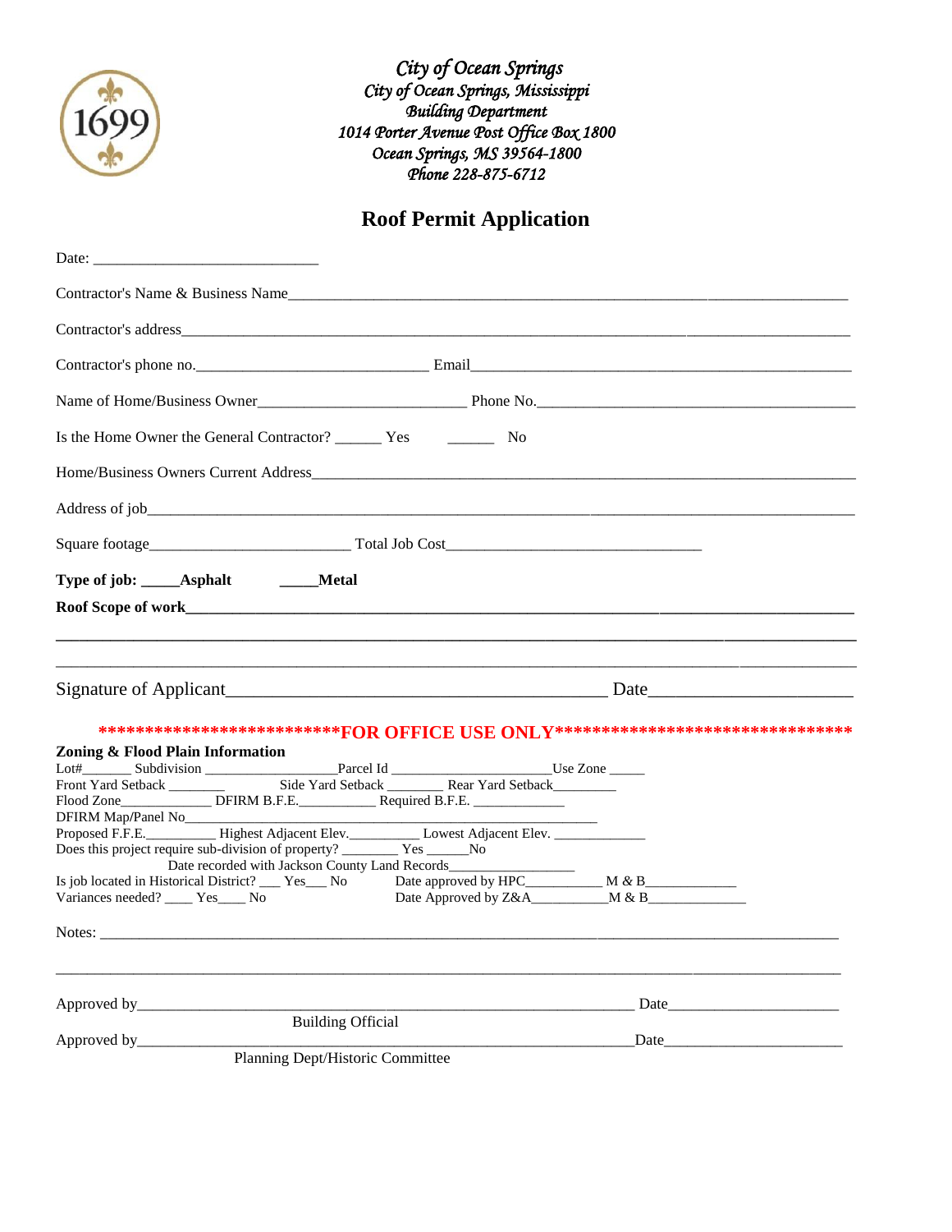*City of Ocean Springs*
*City of Ocean Springs, Mississippi*
*Building Department*
*1014 Porter Avenue Post Office Box 1800*
*Ocean Springs, MS 39564-1800*
*Phone 228-875-6712*

# Roof Permit Application

Date: ___________________________

Contractor's Name & Business Name_______________________________________________________________

Contractor's address_______________________________________________________________

Contractor's phone no.____________________________ Email_____________________________________________

Name of Home/Business Owner_________________________ Phone No.________________________________________

Is the Home Owner the General Contractor? ______ Yes ______ No

Home/Business Owners Current Address_______________________________________________________________

Address of job_______________________________________________________________

Square footage________________________ Total Job Cost________________________________

**Type of job: _____Asphalt _____Metal**

**Roof Scope of work_______________________________________________________________**

_______________________________________________________________________________

_______________________________________________________________________________

Signature of Applicant_______________________________________ Date____________________

**\*\*\*\*\*\*\*\*\*\*\*\*\*\*\*\*\*\*\*\*\*\*\*\*\*\*FOR OFFICE USE ONLY\*\*\*\*\*\*\*\*\*\*\*\*\*\*\*\*\*\*\*\*\*\*\*\*\*\*\*\*\*\*\*\*\***

**Zoning & Flood Plain Information**

Lot#_______ Subdivision ___________________Parcel Id _____________________Use Zone _____

Front Yard Setback ________ Side Yard Setback ________ Rear Yard Setback________

Flood Zone_____________ DFIRM B.F.E.___________ Required B.F.E. _____________

DFIRM Map/Panel No__________________________________________________

Proposed F.F.E.__________ Highest Adjacent Elev.__________ Lowest Adjacent Elev. _____________

Does this project require sub-division of property? ________ Yes ______No

Date recorded with Jackson County Land Records_________________

Is job located in Historical District? ___ Yes___ No Date approved by HPC__________ M & B____________

Variances needed? ____ Yes____ No Date Approved by Z&A__________M & B_____________

Notes: _______________________________________________________________________________

_______________________________________________________________________________

Approved by_______________________________________________________ Date_____________________
Building Official

Approved by_______________________________________________________Date_____________________
Planning Dept/Historic Committee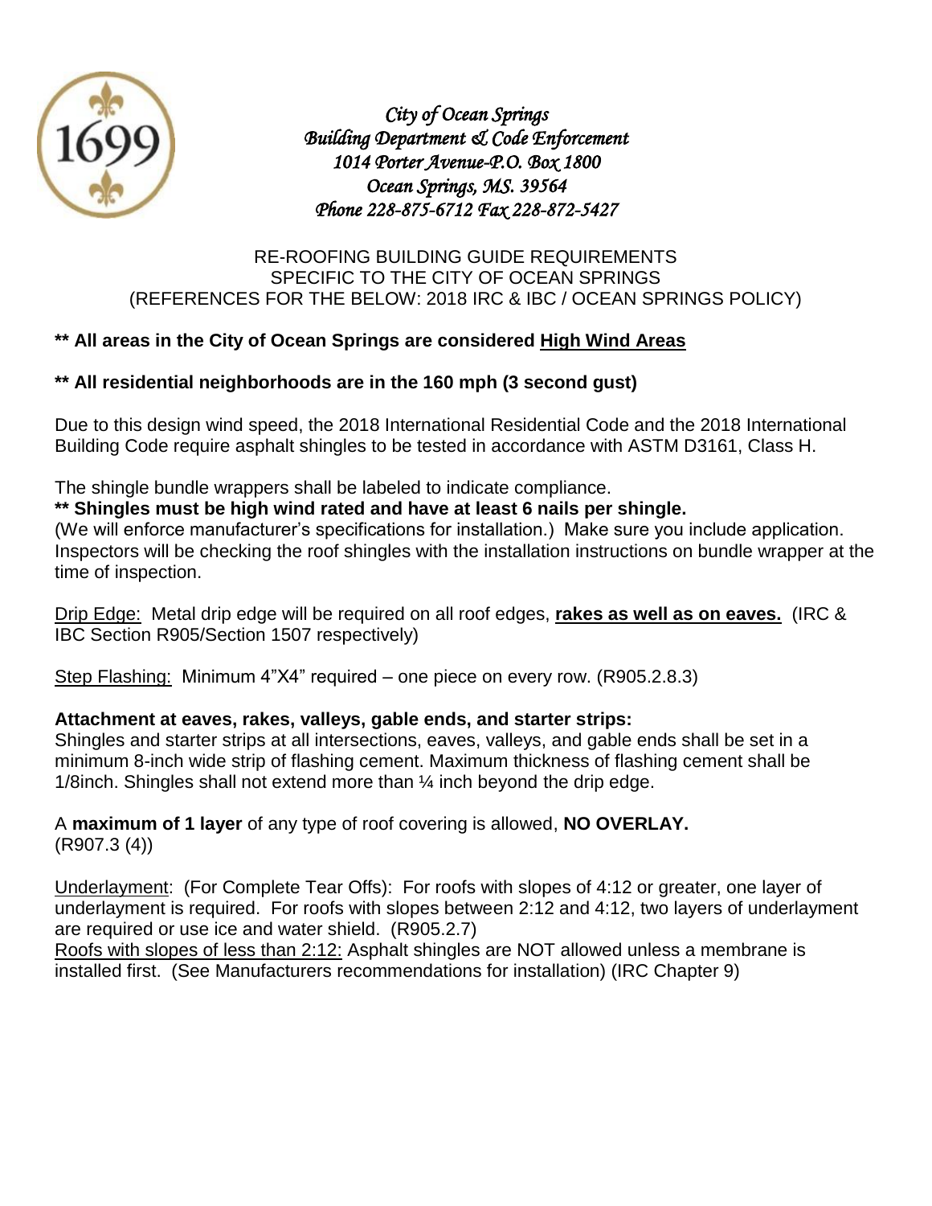*City of Ocean Springs*
*Building Department & Code Enforcement*
*1014 Porter Avenue-P.O. Box 1800*
*Ocean Springs, MS. 39564*
*Phone 228-875-6712 Fax 228-872-5427*

RE-ROOFING BUILDING GUIDE REQUIREMENTS
SPECIFIC TO THE CITY OF OCEAN SPRINGS
(REFERENCES FOR THE BELOW: 2018 IRC & IBC / OCEAN SPRINGS POLICY)

**\*\* All areas in the City of Ocean Springs are considered <u>High Wind Areas</u>**

**\*\* All residential neighborhoods are in the 160 mph (3 second gust)**

Due to this design wind speed, the 2018 International Residential Code and the 2018 International Building Code require asphalt shingles to be tested in accordance with ASTM D3161, Class H.

The shingle bundle wrappers shall be labeled to indicate compliance.
**\*\* Shingles must be high wind rated and have at least 6 nails per shingle.**
(We will enforce manufacturer's specifications for installation.) Make sure you include application. Inspectors will be checking the roof shingles with the installation instructions on bundle wrapper at the time of inspection.

<u>Drip Edge:</u> Metal drip edge will be required on all roof edges, **<u>rakes as well as on eaves.</u>** (IRC & IBC Section R905/Section 1507 respectively)

<u>Step Flashing:</u> Minimum 4"X4" required – one piece on every row. (R905.2.8.3)

**Attachment at eaves, rakes, valleys, gable ends, and starter strips:**
Shingles and starter strips at all intersections, eaves, valleys, and gable ends shall be set in a minimum 8-inch wide strip of flashing cement. Maximum thickness of flashing cement shall be 1/8inch. Shingles shall not extend more than ¼ inch beyond the drip edge.

A **maximum of 1 layer** of any type of roof covering is allowed, **NO OVERLAY.**
(R907.3 (4))

<u>Underlayment</u>: (For Complete Tear Offs): For roofs with slopes of 4:12 or greater, one layer of underlayment is required. For roofs with slopes between 2:12 and 4:12, two layers of underlayment are required or use ice and water shield. (R905.2.7)
<u>Roofs with slopes of less than 2:12:</u> Asphalt shingles are NOT allowed unless a membrane is installed first. (See Manufacturers recommendations for installation) (IRC Chapter 9)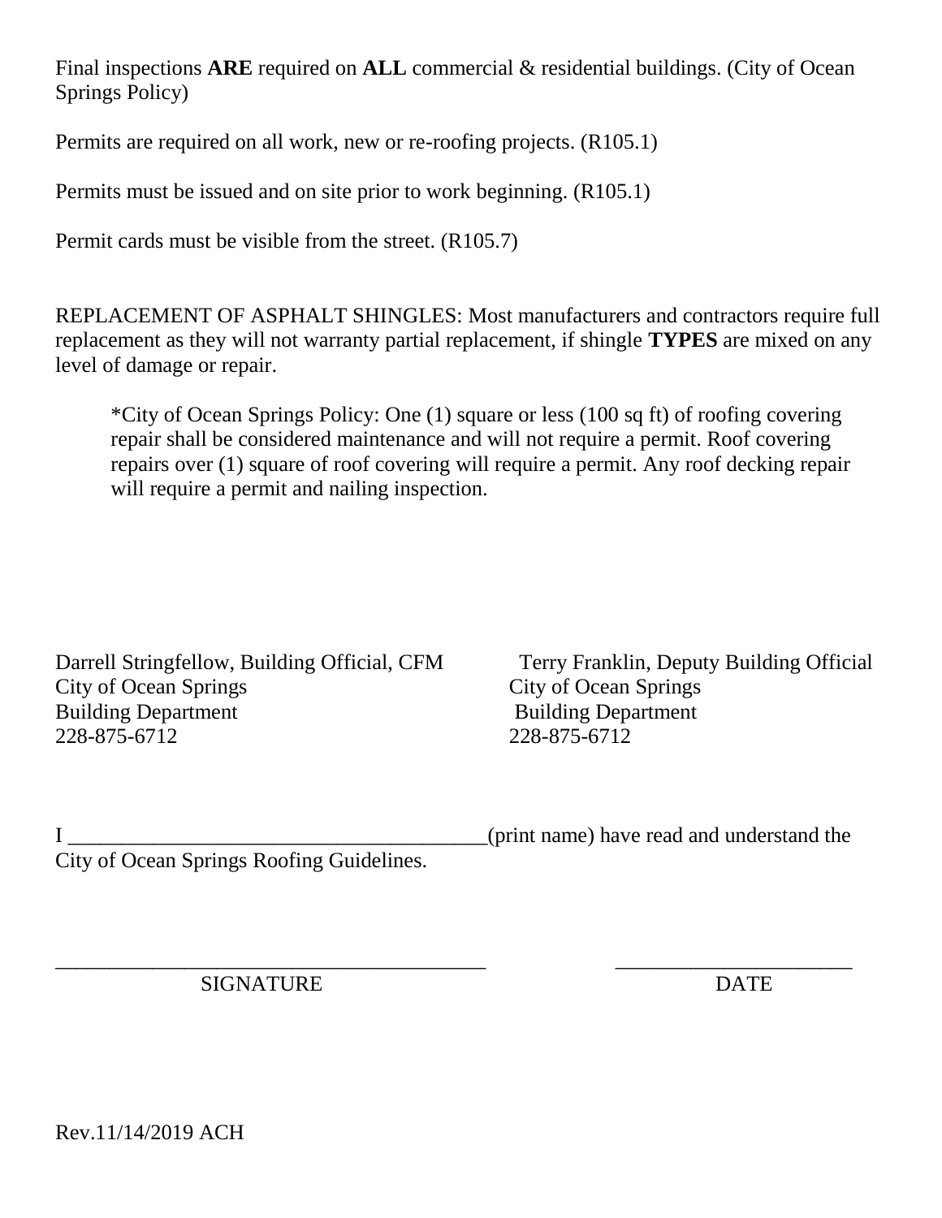Final inspections **ARE** required on **ALL** commercial & residential buildings. (City of Ocean Springs Policy)

Permits are required on all work, new or re-roofing projects. (R105.1)

Permits must be issued and on site prior to work beginning. (R105.1)

Permit cards must be visible from the street. (R105.7)

REPLACEMENT OF ASPHALT SHINGLES: Most manufacturers and contractors require full replacement as they will not warranty partial replacement, if shingle **TYPES** are mixed on any level of damage or repair.

> *City of Ocean Springs Policy: One (1) square or less (100 sq ft) of roofing covering repair shall be considered maintenance and will not require a permit. Roof covering repairs over (1) square of roof covering will require a permit. Any roof decking repair will require a permit and nailing inspection.

Darrell Stringfellow, Building Official, CFM
City of Ocean Springs
Building Department
228-875-6712

Terry Franklin, Deputy Building Official
City of Ocean Springs
Building Department
228-875-6712

I ________________________________________(print name) have read and understand the City of Ocean Springs Roofing Guidelines.

________________________________________ SIGNATURE

______________________ DATE

Rev.11/14/2019 ACH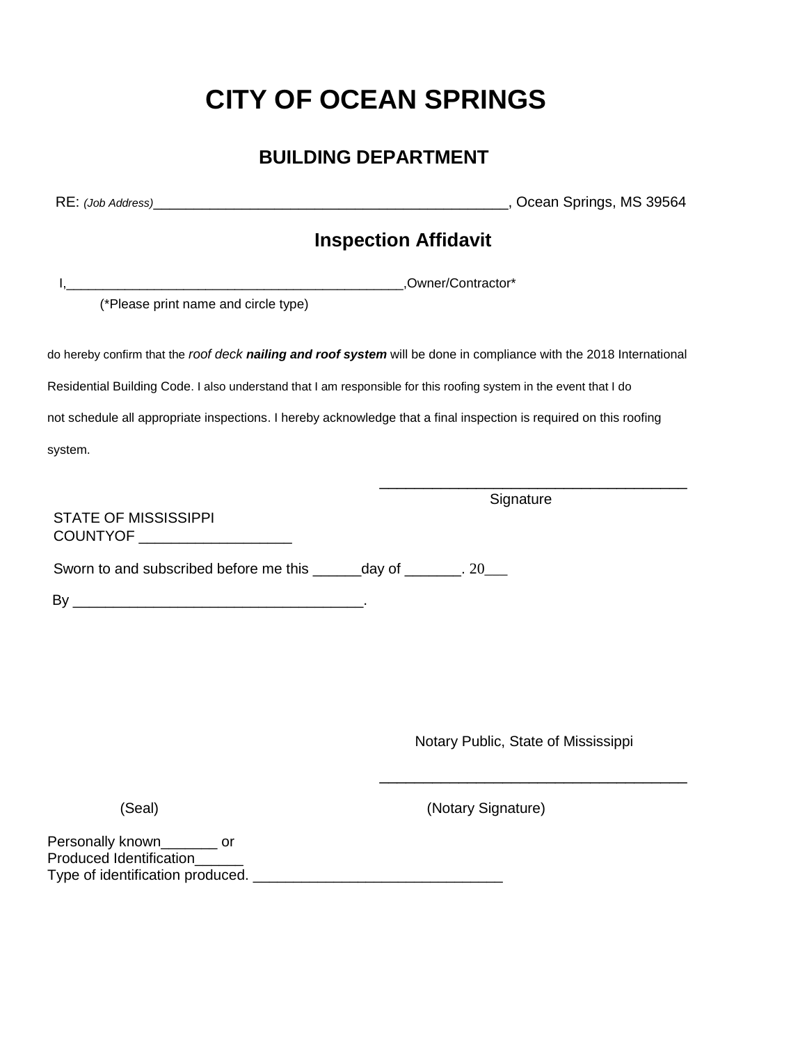# CITY OF OCEAN SPRINGS

## BUILDING DEPARTMENT

RE: *(Job Address)*_____________________________________________, Ocean Springs, MS 39564

## Inspection Affidavit

I,______________________________________________,Owner/Contractor*

(*Please print name and circle type)

do hereby confirm that the *roof deck* ***nailing and roof system*** will be done in compliance with the 2018 International Residential Building Code. I also understand that I am responsible for this roofing system in the event that I do not schedule all appropriate inspections. I hereby acknowledge that a final inspection is required on this roofing system.

_______________________________________

Signature

STATE OF MISSISSIPPI
COUNTYOF ___________________

Sworn to and subscribed before me this ______day of _______. 20___

By ____________________________________.

Notary Public, State of Mississippi

_____________________________________

(Seal) (Notary Signature)

Personally known_______ or
Produced Identification______
Type of identification produced. ______________________________